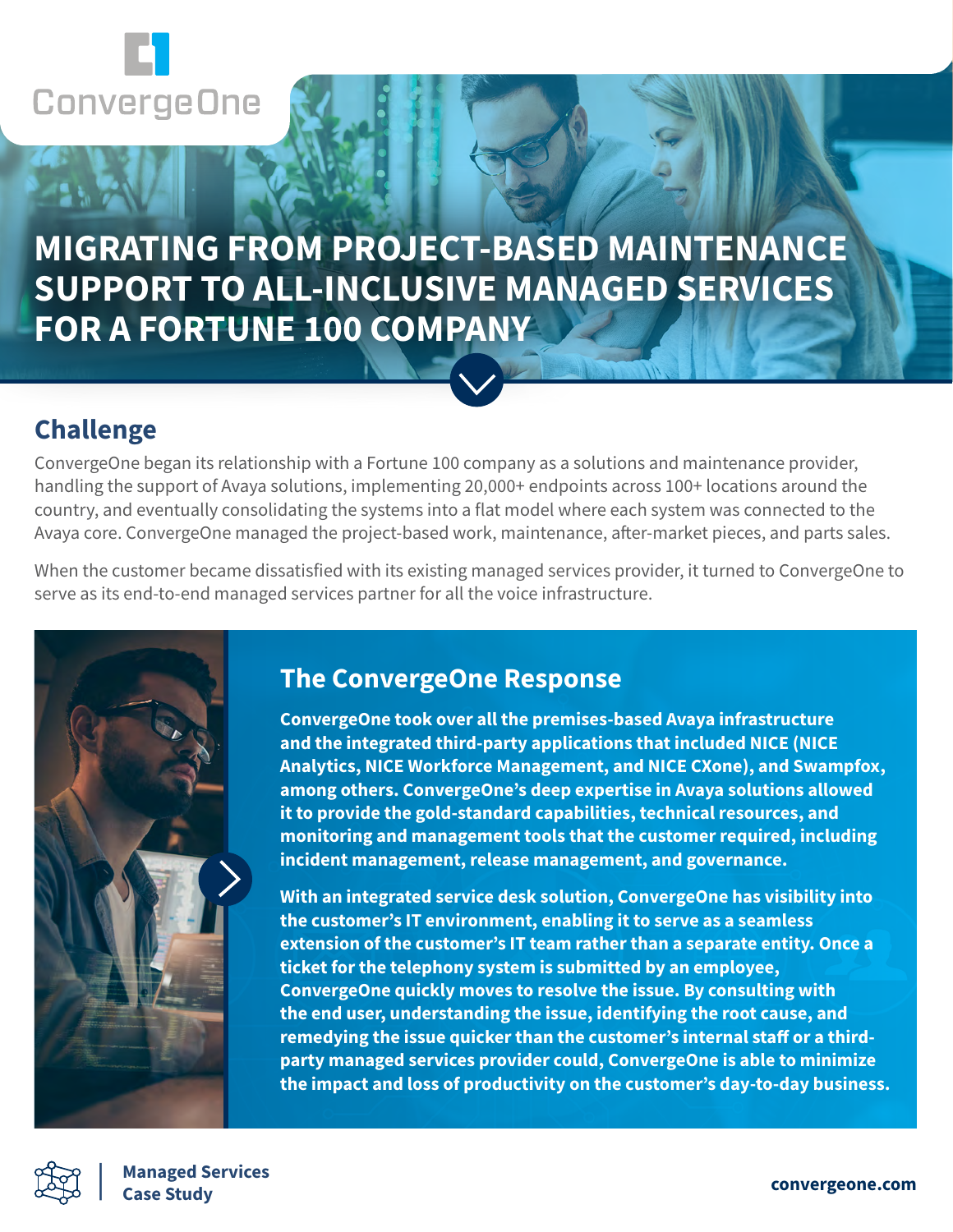# MIGRATING FROM PROJECT-BASED MAINTENANCE SUPPORT TO ALL-INCLUSIVE MANAGED SERVICES FOR A FORTUNE 100 COMPANY

## Challenge

ConvergeOne began its relationship with a Fortune 100 company as a solutions and maintenance provider, handling the support of Avaya solutions, implementing 20,000+ endpoints across 100+ locations around the country, and eventually consolidating the systems into a flat model where each system was connected to the Avaya core. ConvergeOne managed the project-based work, maintenance, after-market pieces, and parts sales.

When the customer became dissatisfied with its existing managed services provider, it turned to ConvergeOne to serve as its end-to-end managed services partner for all the voice infrastructure.

## The ConvergeOne Response

**ConvergeOne took over all the premises-based Avaya infrastructure and the integrated third-party applications that included NICE (NICE Analytics, NICE Workforce Management, and NICE CXone), and Swampfox, among others. ConvergeOne's deep expertise in Avaya solutions allowed it to provide the gold-standard capabilities, technical resources, and monitoring and management tools that the customer required, including incident management, release management, and governance.**

**With an integrated service desk solution, ConvergeOne has visibility into the customer's IT environment, enabling it to serve as a seamless extension of the customer's IT team rather than a separate entity. Once a ticket for the telephony system is submitted by an employee, ConvergeOne quickly moves to resolve the issue. By consulting with the end user, understanding the issue, identifying the root cause, and remedying the issue quicker than the customer's internal staff or a third-party managed services provider could, ConvergeOne is able to minimize the impact and loss of productivity on the customer's day-to-day business.**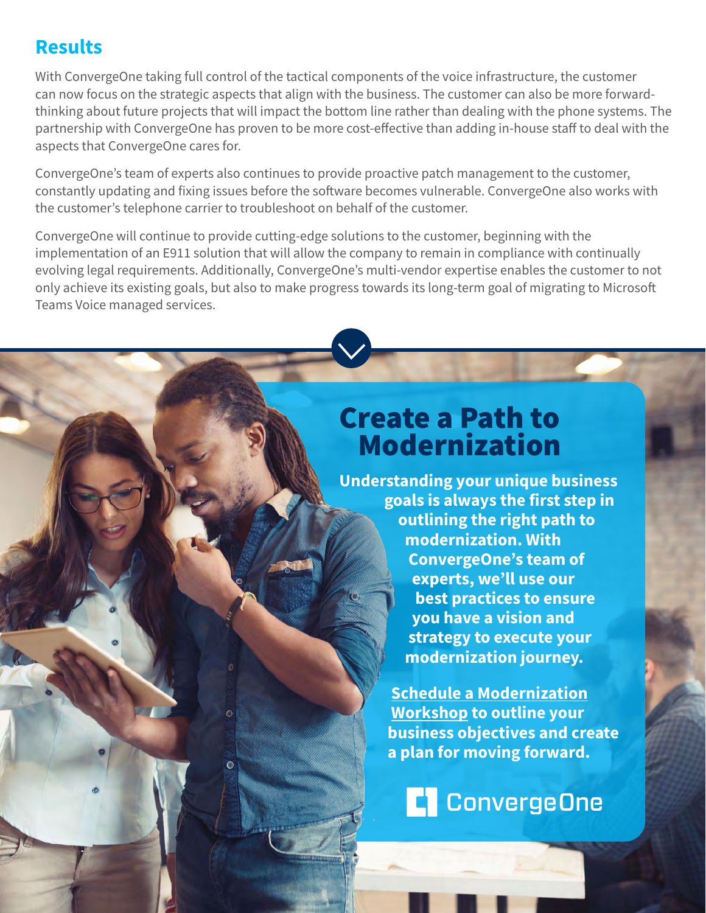## Results

With ConvergeOne taking full control of the tactical components of the voice infrastructure, the customer can now focus on the strategic aspects that align with the business. The customer can also be more forward-thinking about future projects that will impact the bottom line rather than dealing with the phone systems. The partnership with ConvergeOne has proven to be more cost-effective than adding in-house staff to deal with the aspects that ConvergeOne cares for.

ConvergeOne's team of experts also continues to provide proactive patch management to the customer, constantly updating and fixing issues before the software becomes vulnerable. ConvergeOne also works with the customer's telephone carrier to troubleshoot on behalf of the customer.

ConvergeOne will continue to provide cutting-edge solutions to the customer, beginning with the implementation of an E911 solution that will allow the company to remain in compliance with continually evolving legal requirements. Additionally, ConvergeOne's multi-vendor expertise enables the customer to not only achieve its existing goals, but also to make progress towards its long-term goal of migrating to Microsoft Teams Voice managed services.

## Create a Path to Modernization

**Understanding your unique business goals is always the first step in outlining the right path to modernization. With ConvergeOne's team of experts, we'll use our best practices to ensure you have a vision and strategy to execute your modernization journey.**

**Schedule a Modernization Workshop to outline your business objectives and create a plan for moving forward.**

ConvergeOne